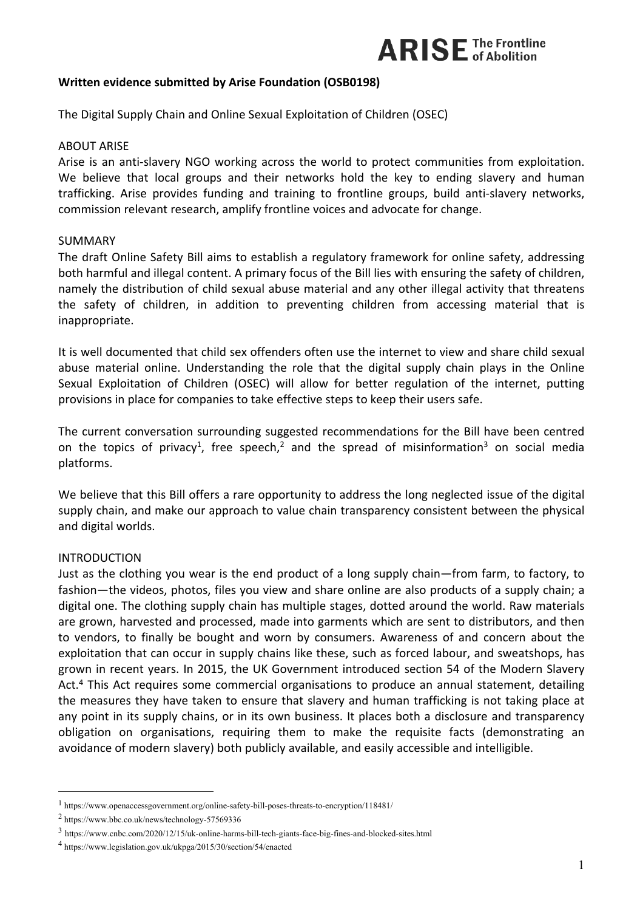ARISE The Frontline of Abolition

**Written evidence submitted by Arise Foundation (OSB0198)**

The Digital Supply Chain and Online Sexual Exploitation of Children (OSEC)

## ABOUT ARISE

Arise is an anti-slavery NGO working across the world to protect communities from exploitation. We believe that local groups and their networks hold the key to ending slavery and human trafficking. Arise provides funding and training to frontline groups, build anti-slavery networks, commission relevant research, amplify frontline voices and advocate for change.

## SUMMARY

The draft Online Safety Bill aims to establish a regulatory framework for online safety, addressing both harmful and illegal content. A primary focus of the Bill lies with ensuring the safety of children, namely the distribution of child sexual abuse material and any other illegal activity that threatens the safety of children, in addition to preventing children from accessing material that is inappropriate.

It is well documented that child sex offenders often use the internet to view and share child sexual abuse material online. Understanding the role that the digital supply chain plays in the Online Sexual Exploitation of Children (OSEC) will allow for better regulation of the internet, putting provisions in place for companies to take effective steps to keep their users safe.

The current conversation surrounding suggested recommendations for the Bill have been centred on the topics of privacy[1], free speech,[2] and the spread of misinformation[3] on social media platforms.

We believe that this Bill offers a rare opportunity to address the long neglected issue of the digital supply chain, and make our approach to value chain transparency consistent between the physical and digital worlds.

## INTRODUCTION

Just as the clothing you wear is the end product of a long supply chain—from farm, to factory, to fashion—the videos, photos, files you view and share online are also products of a supply chain; a digital one. The clothing supply chain has multiple stages, dotted around the world. Raw materials are grown, harvested and processed, made into garments which are sent to distributors, and then to vendors, to finally be bought and worn by consumers. Awareness of and concern about the exploitation that can occur in supply chains like these, such as forced labour, and sweatshops, has grown in recent years. In 2015, the UK Government introduced section 54 of the Modern Slavery Act.[4] This Act requires some commercial organisations to produce an annual statement, detailing the measures they have taken to ensure that slavery and human trafficking is not taking place at any point in its supply chains, or in its own business. It places both a disclosure and transparency obligation on organisations, requiring them to make the requisite facts (demonstrating an avoidance of modern slavery) both publicly available, and easily accessible and intelligible.

---

[1] https://www.openaccessgovernment.org/online-safety-bill-poses-threats-to-encryption/118481/

[2] https://www.bbc.co.uk/news/technology-57569336

[3] https://www.cnbc.com/2020/12/15/uk-online-harms-bill-tech-giants-face-big-fines-and-blocked-sites.html

[4] https://www.legislation.gov.uk/ukpga/2015/30/section/54/enacted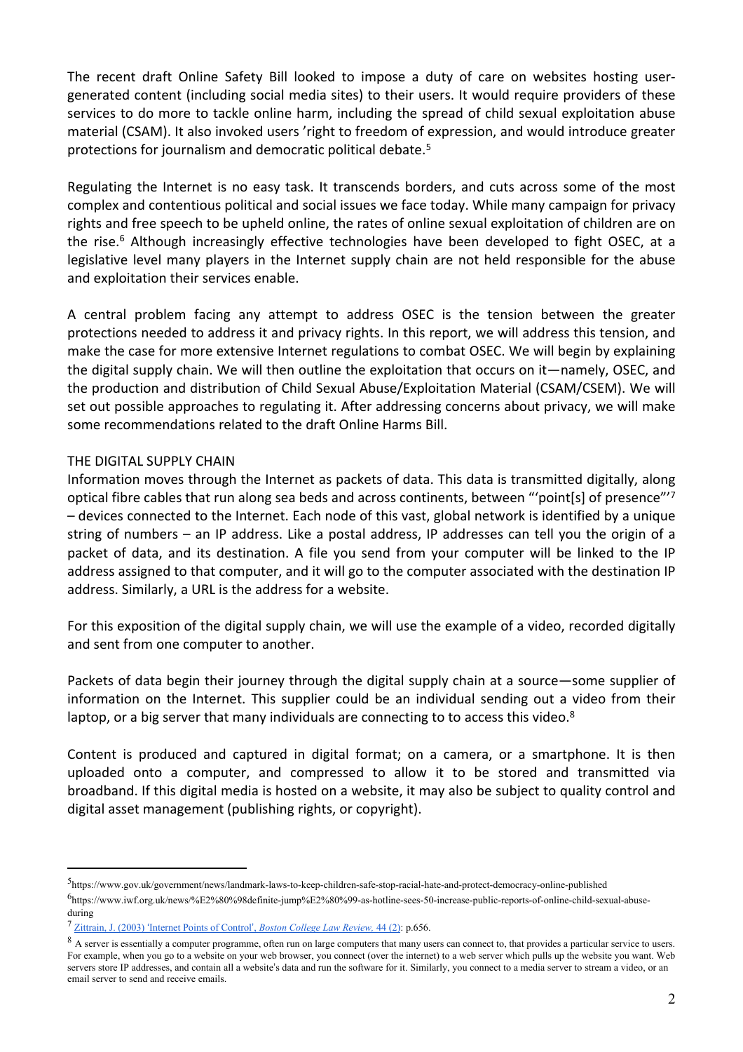The recent draft Online Safety Bill looked to impose a duty of care on websites hosting user-generated content (including social media sites) to their users. It would require providers of these services to do more to tackle online harm, including the spread of child sexual exploitation abuse material (CSAM). It also invoked users 'right to freedom of expression, and would introduce greater protections for journalism and democratic political debate.[5]

Regulating the Internet is no easy task. It transcends borders, and cuts across some of the most complex and contentious political and social issues we face today. While many campaign for privacy rights and free speech to be upheld online, the rates of online sexual exploitation of children are on the rise.[6] Although increasingly effective technologies have been developed to fight OSEC, at a legislative level many players in the Internet supply chain are not held responsible for the abuse and exploitation their services enable.

A central problem facing any attempt to address OSEC is the tension between the greater protections needed to address it and privacy rights. In this report, we will address this tension, and make the case for more extensive Internet regulations to combat OSEC. We will begin by explaining the digital supply chain. We will then outline the exploitation that occurs on it—namely, OSEC, and the production and distribution of Child Sexual Abuse/Exploitation Material (CSAM/CSEM). We will set out possible approaches to regulating it. After addressing concerns about privacy, we will make some recommendations related to the draft Online Harms Bill.

## THE DIGITAL SUPPLY CHAIN

Information moves through the Internet as packets of data. This data is transmitted digitally, along optical fibre cables that run along sea beds and across continents, between "'point[s] of presence"'[7] – devices connected to the Internet. Each node of this vast, global network is identified by a unique string of numbers – an IP address. Like a postal address, IP addresses can tell you the origin of a packet of data, and its destination. A file you send from your computer will be linked to the IP address assigned to that computer, and it will go to the computer associated with the destination IP address. Similarly, a URL is the address for a website.

For this exposition of the digital supply chain, we will use the example of a video, recorded digitally and sent from one computer to another.

Packets of data begin their journey through the digital supply chain at a source—some supplier of information on the Internet. This supplier could be an individual sending out a video from their laptop, or a big server that many individuals are connecting to to access this video.[8]

Content is produced and captured in digital format; on a camera, or a smartphone. It is then uploaded onto a computer, and compressed to allow it to be stored and transmitted via broadband. If this digital media is hosted on a website, it may also be subject to quality control and digital asset management (publishing rights, or copyright).

---

[5] https://www.gov.uk/government/news/landmark-laws-to-keep-children-safe-stop-racial-hate-and-protect-democracy-online-published

[6] https://www.iwf.org.uk/news/%E2%80%98definite-jump%E2%80%99-as-hotline-sees-50-increase-public-reports-of-online-child-sexual-abuse-during

[7] Zittrain, J. (2003) 'Internet Points of Control', *Boston College Law Review,* 44 (2): p.656.

[8] A server is essentially a computer programme, often run on large computers that many users can connect to, that provides a particular service to users. For example, when you go to a website on your web browser, you connect (over the internet) to a web server which pulls up the website you want. Web servers store IP addresses, and contain all a website's data and run the software for it. Similarly, you connect to a media server to stream a video, or an email server to send and receive emails.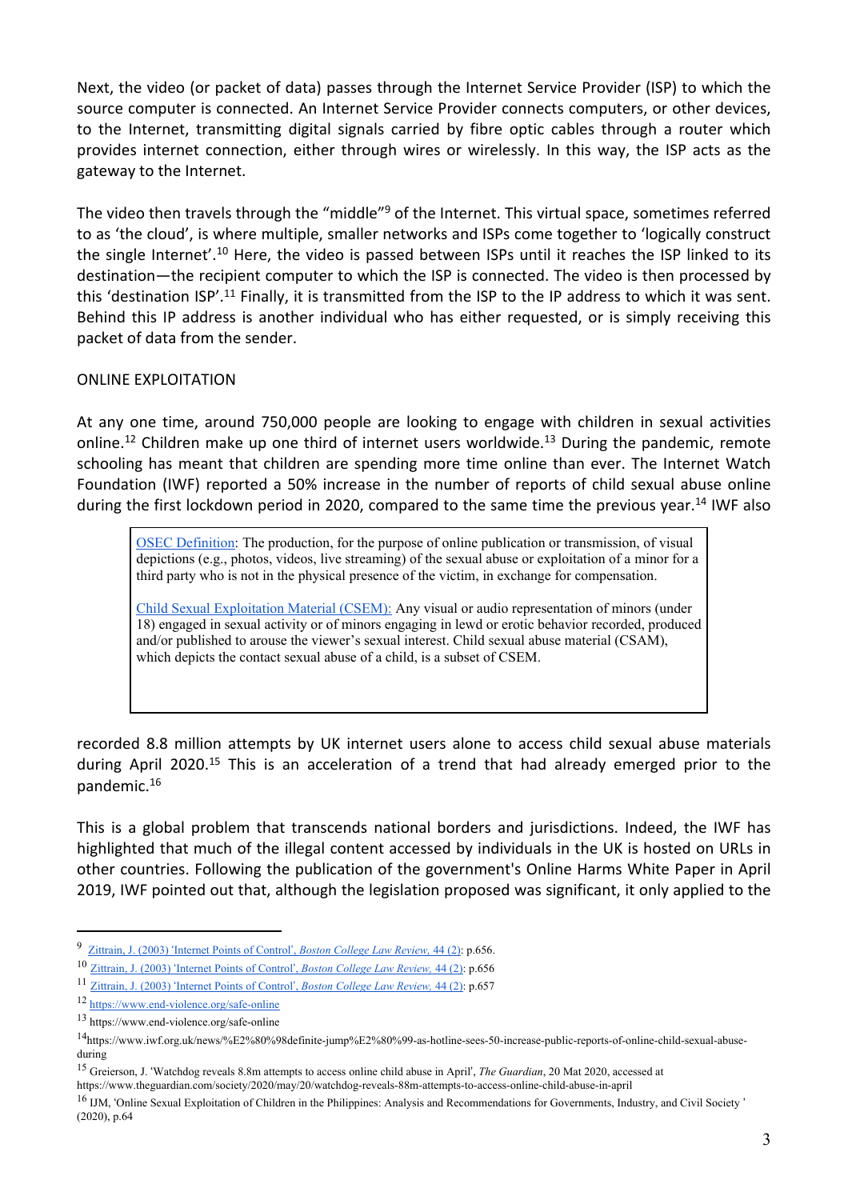Next, the video (or packet of data) passes through the Internet Service Provider (ISP) to which the source computer is connected. An Internet Service Provider connects computers, or other devices, to the Internet, transmitting digital signals carried by fibre optic cables through a router which provides internet connection, either through wires or wirelessly. In this way, the ISP acts as the gateway to the Internet.

The video then travels through the "middle"[9] of the Internet. This virtual space, sometimes referred to as 'the cloud', is where multiple, smaller networks and ISPs come together to 'logically construct the single Internet'.[10] Here, the video is passed between ISPs until it reaches the ISP linked to its destination—the recipient computer to which the ISP is connected. The video is then processed by this 'destination ISP'.[11] Finally, it is transmitted from the ISP to the IP address to which it was sent. Behind this IP address is another individual who has either requested, or is simply receiving this packet of data from the sender.

## ONLINE EXPLOITATION

At any one time, around 750,000 people are looking to engage with children in sexual activities online.[12] Children make up one third of internet users worldwide.[13] During the pandemic, remote schooling has meant that children are spending more time online than ever. The Internet Watch Foundation (IWF) reported a 50% increase in the number of reports of child sexual abuse online during the first lockdown period in 2020, compared to the same time the previous year.[14] IWF also recorded 8.8 million attempts by UK internet users alone to access child sexual abuse materials during April 2020.[15] This is an acceleration of a trend that had already emerged prior to the pandemic.[16]

> OSEC Definition: The production, for the purpose of online publication or transmission, of visual depictions (e.g., photos, videos, live streaming) of the sexual abuse or exploitation of a minor for a third party who is not in the physical presence of the victim, in exchange for compensation.
>
> Child Sexual Exploitation Material (CSEM): Any visual or audio representation of minors (under 18) engaged in sexual activity or of minors engaging in lewd or erotic behavior recorded, produced and/or published to arouse the viewer's sexual interest. Child sexual abuse material (CSAM), which depicts the contact sexual abuse of a child, is a subset of CSEM.

This is a global problem that transcends national borders and jurisdictions. Indeed, the IWF has highlighted that much of the illegal content accessed by individuals in the UK is hosted on URLs in other countries. Following the publication of the government's Online Harms White Paper in April 2019, IWF pointed out that, although the legislation proposed was significant, it only applied to the

---

[9] Zittrain, J. (2003) 'Internet Points of Control', *Boston College Law Review,* 44 (2): p.656.

[10] Zittrain, J. (2003) 'Internet Points of Control', *Boston College Law Review,* 44 (2): p.656

[11] Zittrain, J. (2003) 'Internet Points of Control', *Boston College Law Review,* 44 (2): p.657

[12] https://www.end-violence.org/safe-online

[13] https://www.end-violence.org/safe-online

[14] https://www.iwf.org.uk/news/%E2%80%98definite-jump%E2%80%99-as-hotline-sees-50-increase-public-reports-of-online-child-sexual-abuse-during

[15] Greierson, J. 'Watchdog reveals 8.8m attempts to access online child abuse in April', *The Guardian*, 20 Mat 2020, accessed at https://www.theguardian.com/society/2020/may/20/watchdog-reveals-88m-attempts-to-access-online-child-abuse-in-april

[16] IJM, 'Online Sexual Exploitation of Children in the Philippines: Analysis and Recommendations for Governments, Industry, and Civil Society ' (2020), p.64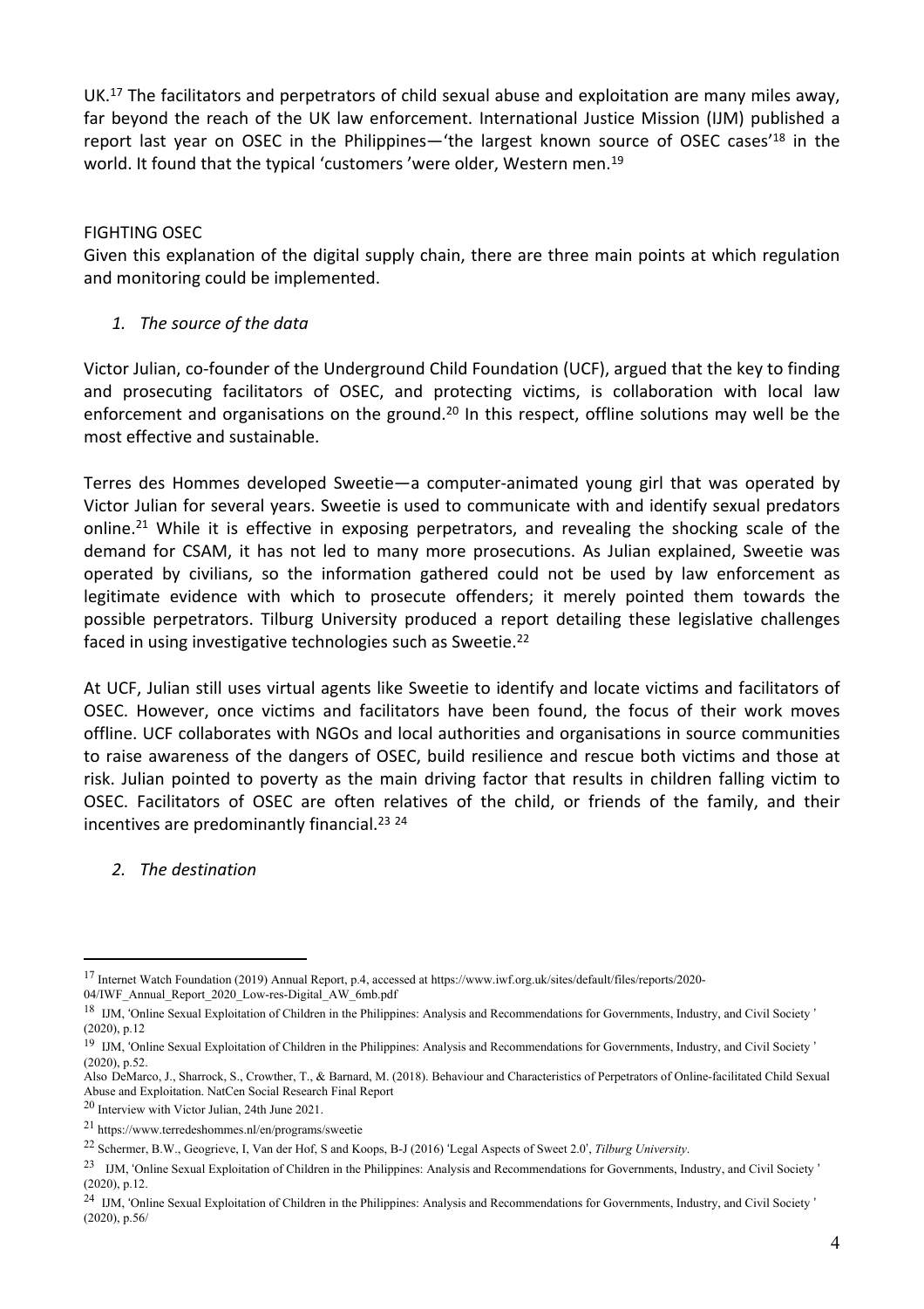UK.[17] The facilitators and perpetrators of child sexual abuse and exploitation are many miles away, far beyond the reach of the UK law enforcement. International Justice Mission (IJM) published a report last year on OSEC in the Philippines—'the largest known source of OSEC cases'[18] in the world. It found that the typical 'customers 'were older, Western men.[19]

## FIGHTING OSEC

Given this explanation of the digital supply chain, there are three main points at which regulation and monitoring could be implemented.

### *1. The source of the data*

Victor Julian, co-founder of the Underground Child Foundation (UCF), argued that the key to finding and prosecuting facilitators of OSEC, and protecting victims, is collaboration with local law enforcement and organisations on the ground.[20] In this respect, offline solutions may well be the most effective and sustainable.

Terres des Hommes developed Sweetie—a computer-animated young girl that was operated by Victor Julian for several years. Sweetie is used to communicate with and identify sexual predators online.[21] While it is effective in exposing perpetrators, and revealing the shocking scale of the demand for CSAM, it has not led to many more prosecutions. As Julian explained, Sweetie was operated by civilians, so the information gathered could not be used by law enforcement as legitimate evidence with which to prosecute offenders; it merely pointed them towards the possible perpetrators. Tilburg University produced a report detailing these legislative challenges faced in using investigative technologies such as Sweetie.[22]

At UCF, Julian still uses virtual agents like Sweetie to identify and locate victims and facilitators of OSEC. However, once victims and facilitators have been found, the focus of their work moves offline. UCF collaborates with NGOs and local authorities and organisations in source communities to raise awareness of the dangers of OSEC, build resilience and rescue both victims and those at risk. Julian pointed to poverty as the main driving factor that results in children falling victim to OSEC. Facilitators of OSEC are often relatives of the child, or friends of the family, and their incentives are predominantly financial.[23] [24]

### *2. The destination*

---

[17] Internet Watch Foundation (2019) Annual Report, p.4, accessed at https://www.iwf.org.uk/sites/default/files/reports/2020-04/IWF_Annual_Report_2020_Low-res-Digital_AW_6mb.pdf

[18] IJM, 'Online Sexual Exploitation of Children in the Philippines: Analysis and Recommendations for Governments, Industry, and Civil Society ' (2020), p.12

[19] IJM, 'Online Sexual Exploitation of Children in the Philippines: Analysis and Recommendations for Governments, Industry, and Civil Society ' (2020), p.52.
Also DeMarco, J., Sharrock, S., Crowther, T., & Barnard, M. (2018). Behaviour and Characteristics of Perpetrators of Online-facilitated Child Sexual Abuse and Exploitation. NatCen Social Research Final Report

[20] Interview with Victor Julian, 24th June 2021.

[21] https://www.terredeshommes.nl/en/programs/sweetie

[22] Schermer, B.W., Geogrieve, I, Van der Hof, S and Koops, B-J (2016) 'Legal Aspects of Sweet 2.0', *Tilburg University*.

[23] IJM, 'Online Sexual Exploitation of Children in the Philippines: Analysis and Recommendations for Governments, Industry, and Civil Society ' (2020), p.12.

[24] IJM, 'Online Sexual Exploitation of Children in the Philippines: Analysis and Recommendations for Governments, Industry, and Civil Society ' (2020), p.56/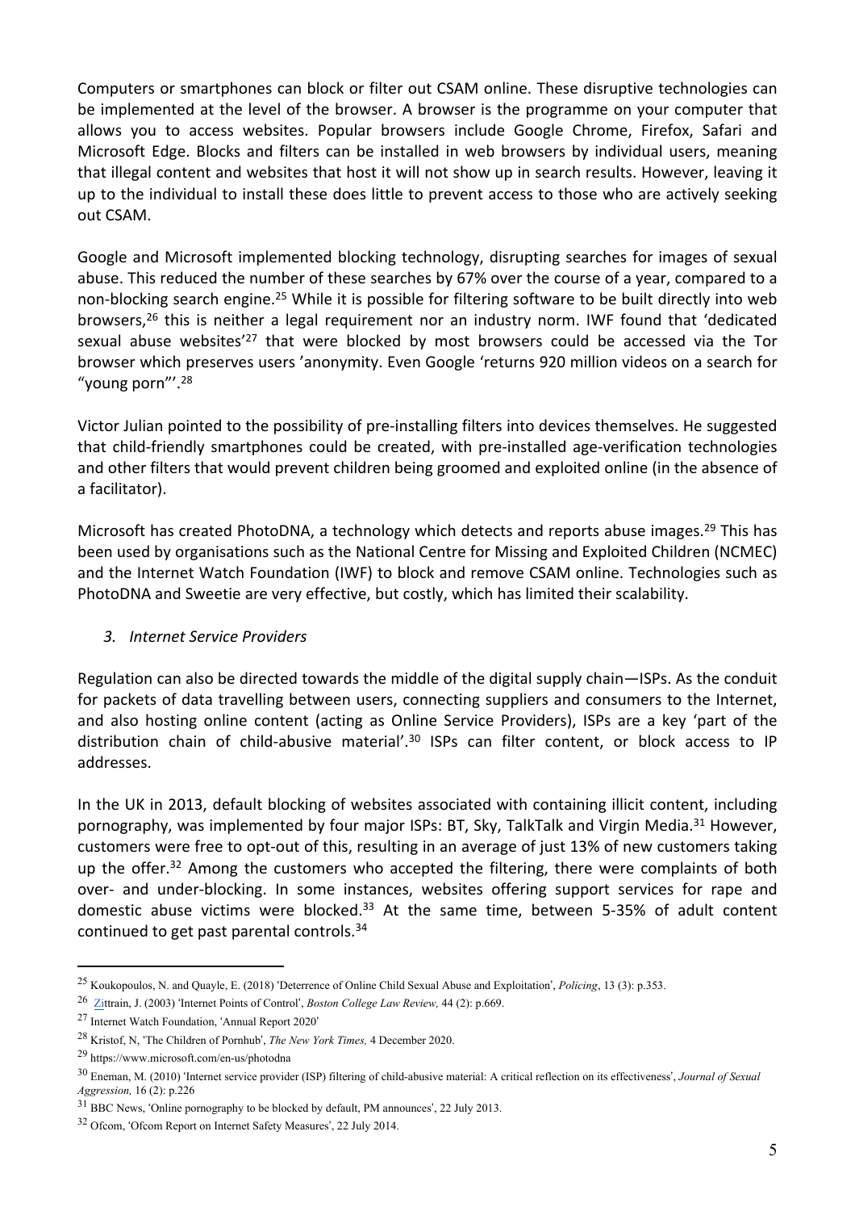Computers or smartphones can block or filter out CSAM online. These disruptive technologies can be implemented at the level of the browser. A browser is the programme on your computer that allows you to access websites. Popular browsers include Google Chrome, Firefox, Safari and Microsoft Edge. Blocks and filters can be installed in web browsers by individual users, meaning that illegal content and websites that host it will not show up in search results. However, leaving it up to the individual to install these does little to prevent access to those who are actively seeking out CSAM.

Google and Microsoft implemented blocking technology, disrupting searches for images of sexual abuse. This reduced the number of these searches by 67% over the course of a year, compared to a non-blocking search engine.[25] While it is possible for filtering software to be built directly into web browsers,[26] this is neither a legal requirement nor an industry norm. IWF found that 'dedicated sexual abuse websites'[27] that were blocked by most browsers could be accessed via the Tor browser which preserves users 'anonymity. Even Google 'returns 920 million videos on a search for "young porn"'.[28]

Victor Julian pointed to the possibility of pre-installing filters into devices themselves. He suggested that child-friendly smartphones could be created, with pre-installed age-verification technologies and other filters that would prevent children being groomed and exploited online (in the absence of a facilitator).

Microsoft has created PhotoDNA, a technology which detects and reports abuse images.[29] This has been used by organisations such as the National Centre for Missing and Exploited Children (NCMEC) and the Internet Watch Foundation (IWF) to block and remove CSAM online. Technologies such as PhotoDNA and Sweetie are very effective, but costly, which has limited their scalability.

### *3. Internet Service Providers*

Regulation can also be directed towards the middle of the digital supply chain—ISPs. As the conduit for packets of data travelling between users, connecting suppliers and consumers to the Internet, and also hosting online content (acting as Online Service Providers), ISPs are a key 'part of the distribution chain of child-abusive material'.[30] ISPs can filter content, or block access to IP addresses.

In the UK in 2013, default blocking of websites associated with containing illicit content, including pornography, was implemented by four major ISPs: BT, Sky, TalkTalk and Virgin Media.[31] However, customers were free to opt-out of this, resulting in an average of just 13% of new customers taking up the offer.[32] Among the customers who accepted the filtering, there were complaints of both over- and under-blocking. In some instances, websites offering support services for rape and domestic abuse victims were blocked.[33] At the same time, between 5-35% of adult content continued to get past parental controls.[34]

---

[25] Koukopoulos, N. and Quayle, E. (2018) 'Deterrence of Online Child Sexual Abuse and Exploitation', *Policing*, 13 (3): p.353.

[26] Zittrain, J. (2003) 'Internet Points of Control', *Boston College Law Review,* 44 (2): p.669.

[27] Internet Watch Foundation, 'Annual Report 2020'

[28] Kristof, N, 'The Children of Pornhub', *The New York Times,* 4 December 2020.

[29] https://www.microsoft.com/en-us/photodna

[30] Eneman, M. (2010) 'Internet service provider (ISP) filtering of child-abusive material: A critical reflection on its effectiveness', *Journal of Sexual Aggression,* 16 (2): p.226

[31] BBC News, 'Online pornography to be blocked by default, PM announces', 22 July 2013.

[32] Ofcom, 'Ofcom Report on Internet Safety Measures', 22 July 2014.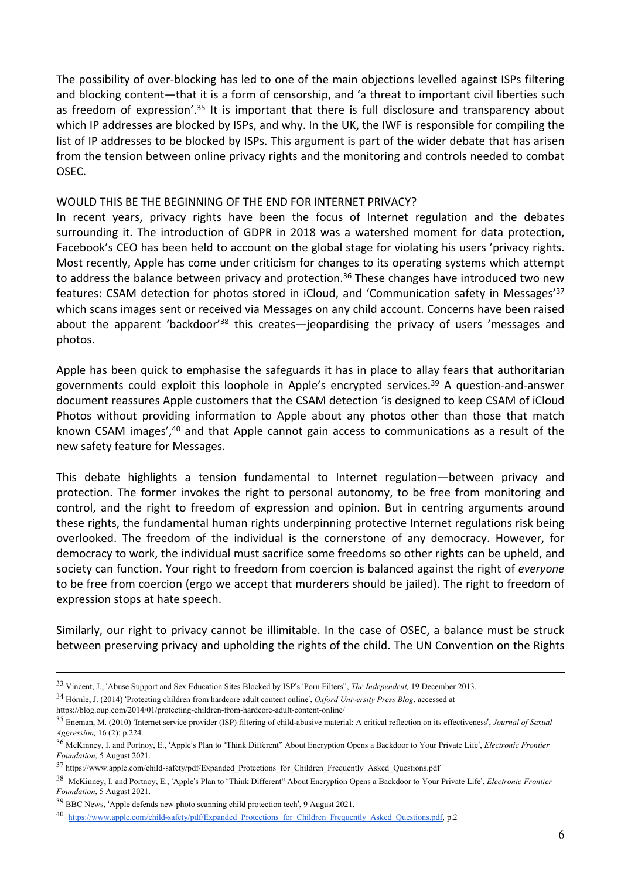The possibility of over-blocking has led to one of the main objections levelled against ISPs filtering and blocking content—that it is a form of censorship, and 'a threat to important civil liberties such as freedom of expression'.[35] It is important that there is full disclosure and transparency about which IP addresses are blocked by ISPs, and why. In the UK, the IWF is responsible for compiling the list of IP addresses to be blocked by ISPs. This argument is part of the wider debate that has arisen from the tension between online privacy rights and the monitoring and controls needed to combat OSEC.

## WOULD THIS BE THE BEGINNING OF THE END FOR INTERNET PRIVACY?

In recent years, privacy rights have been the focus of Internet regulation and the debates surrounding it. The introduction of GDPR in 2018 was a watershed moment for data protection, Facebook's CEO has been held to account on the global stage for violating his users 'privacy rights. Most recently, Apple has come under criticism for changes to its operating systems which attempt to address the balance between privacy and protection.[36] These changes have introduced two new features: CSAM detection for photos stored in iCloud, and 'Communication safety in Messages'[37] which scans images sent or received via Messages on any child account. Concerns have been raised about the apparent 'backdoor'[38] this creates—jeopardising the privacy of users 'messages and photos.

Apple has been quick to emphasise the safeguards it has in place to allay fears that authoritarian governments could exploit this loophole in Apple's encrypted services.[39] A question-and-answer document reassures Apple customers that the CSAM detection 'is designed to keep CSAM of iCloud Photos without providing information to Apple about any photos other than those that match known CSAM images',[40] and that Apple cannot gain access to communications as a result of the new safety feature for Messages.

This debate highlights a tension fundamental to Internet regulation—between privacy and protection. The former invokes the right to personal autonomy, to be free from monitoring and control, and the right to freedom of expression and opinion. But in centring arguments around these rights, the fundamental human rights underpinning protective Internet regulations risk being overlooked. The freedom of the individual is the cornerstone of any democracy. However, for democracy to work, the individual must sacrifice some freedoms so other rights can be upheld, and society can function. Your right to freedom from coercion is balanced against the right of *everyone* to be free from coercion (ergo we accept that murderers should be jailed). The right to freedom of expression stops at hate speech.

Similarly, our right to privacy cannot be illimitable. In the case of OSEC, a balance must be struck between preserving privacy and upholding the rights of the child. The UN Convention on the Rights

---

[33] Vincent, J., 'Abuse Support and Sex Education Sites Blocked by ISP's 'Porn Filters'', *The Independent,* 19 December 2013.

[34] Hörnle, J. (2014) 'Protecting children from hardcore adult content online', *Oxford University Press Blog*, accessed at https://blog.oup.com/2014/01/protecting-children-from-hardcore-adult-content-online/

[35] Eneman, M. (2010) 'Internet service provider (ISP) filtering of child-abusive material: A critical reflection on its effectiveness', *Journal of Sexual Aggression,* 16 (2): p.224.

[36] McKinney, I. and Portnoy, E., 'Apple's Plan to "Think Different" About Encryption Opens a Backdoor to Your Private Life', *Electronic Frontier Foundation*, 5 August 2021.

[37] https://www.apple.com/child-safety/pdf/Expanded_Protections_for_Children_Frequently_Asked_Questions.pdf

[38] McKinney, I. and Portnoy, E., 'Apple's Plan to "Think Different" About Encryption Opens a Backdoor to Your Private Life', *Electronic Frontier Foundation*, 5 August 2021.

[39] BBC News, 'Apple defends new photo scanning child protection tech', 9 August 2021.

[40] https://www.apple.com/child-safety/pdf/Expanded_Protections_for_Children_Frequently_Asked_Questions.pdf, p.2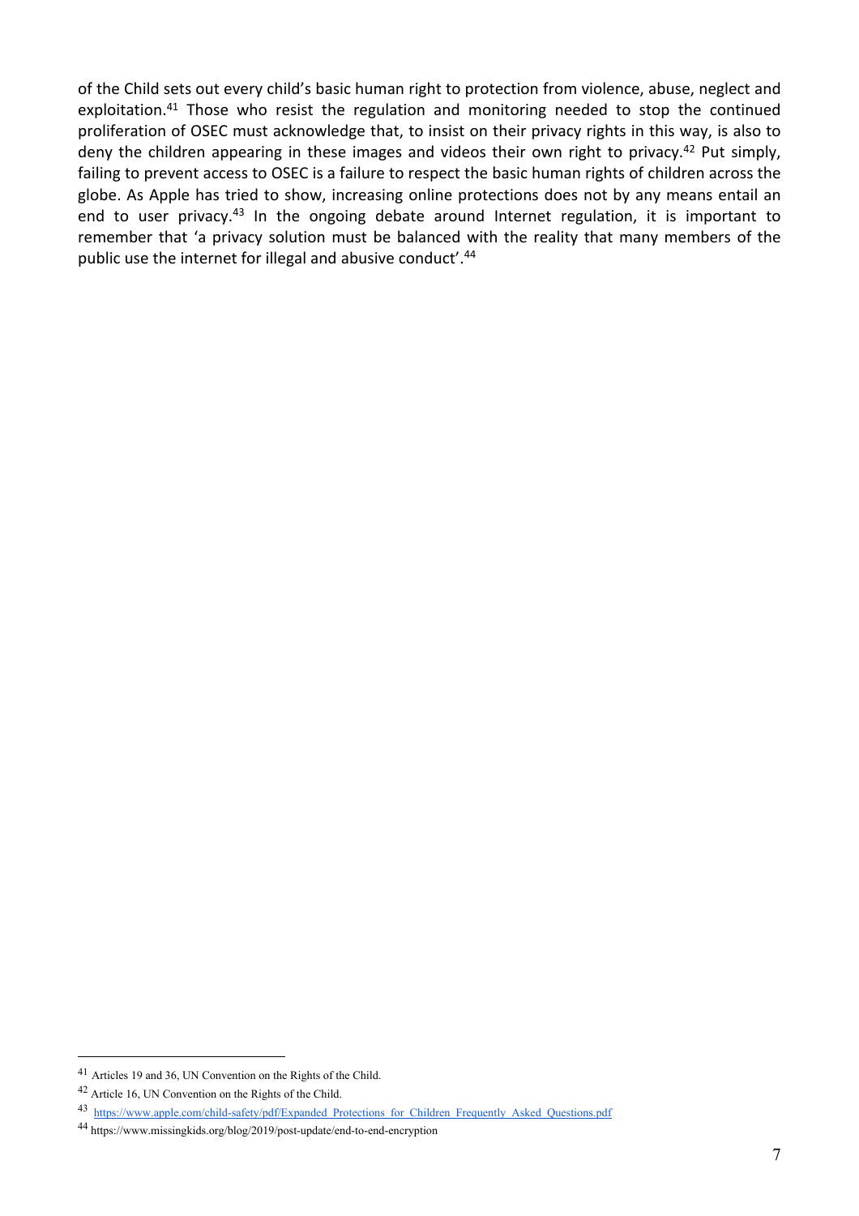of the Child sets out every child's basic human right to protection from violence, abuse, neglect and exploitation.[41] Those who resist the regulation and monitoring needed to stop the continued proliferation of OSEC must acknowledge that, to insist on their privacy rights in this way, is also to deny the children appearing in these images and videos their own right to privacy.[42] Put simply, failing to prevent access to OSEC is a failure to respect the basic human rights of children across the globe. As Apple has tried to show, increasing online protections does not by any means entail an end to user privacy.[43] In the ongoing debate around Internet regulation, it is important to remember that 'a privacy solution must be balanced with the reality that many members of the public use the internet for illegal and abusive conduct'.[44]

---

[41] Articles 19 and 36, UN Convention on the Rights of the Child.

[42] Article 16, UN Convention on the Rights of the Child.

[43] https://www.apple.com/child-safety/pdf/Expanded_Protections_for_Children_Frequently_Asked_Questions.pdf

[44] https://www.missingkids.org/blog/2019/post-update/end-to-end-encryption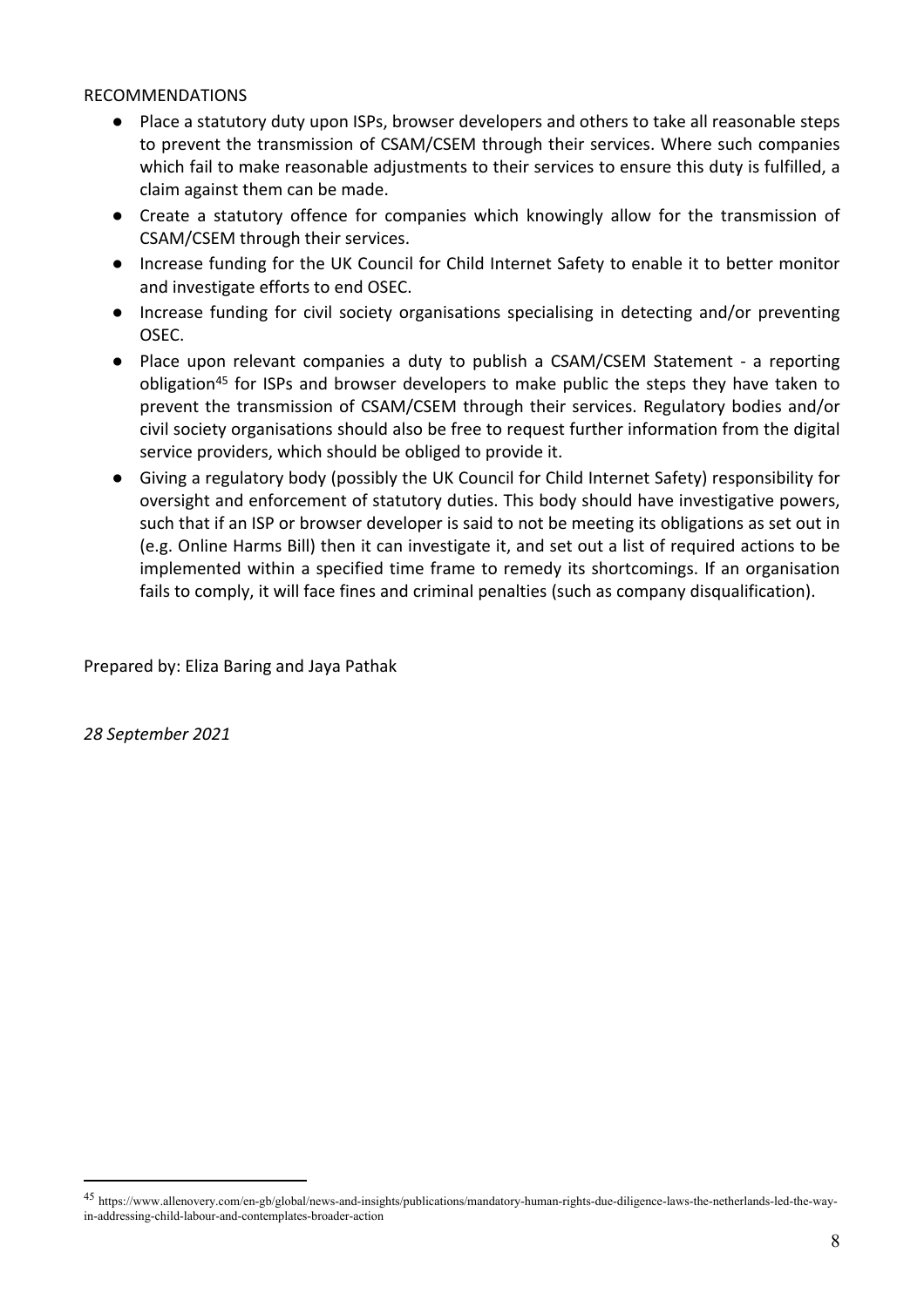RECOMMENDATIONS

- Place a statutory duty upon ISPs, browser developers and others to take all reasonable steps to prevent the transmission of CSAM/CSEM through their services. Where such companies which fail to make reasonable adjustments to their services to ensure this duty is fulfilled, a claim against them can be made.
- Create a statutory offence for companies which knowingly allow for the transmission of CSAM/CSEM through their services.
- Increase funding for the UK Council for Child Internet Safety to enable it to better monitor and investigate efforts to end OSEC.
- Increase funding for civil society organisations specialising in detecting and/or preventing OSEC.
- Place upon relevant companies a duty to publish a CSAM/CSEM Statement - a reporting obligation[45] for ISPs and browser developers to make public the steps they have taken to prevent the transmission of CSAM/CSEM through their services. Regulatory bodies and/or civil society organisations should also be free to request further information from the digital service providers, which should be obliged to provide it.
- Giving a regulatory body (possibly the UK Council for Child Internet Safety) responsibility for oversight and enforcement of statutory duties. This body should have investigative powers, such that if an ISP or browser developer is said to not be meeting its obligations as set out in (e.g. Online Harms Bill) then it can investigate it, and set out a list of required actions to be implemented within a specified time frame to remedy its shortcomings. If an organisation fails to comply, it will face fines and criminal penalties (such as company disqualification).

Prepared by: Eliza Baring and Jaya Pathak

*28 September 2021*

---

[45] https://www.allenovery.com/en-gb/global/news-and-insights/publications/mandatory-human-rights-due-diligence-laws-the-netherlands-led-the-way-in-addressing-child-labour-and-contemplates-broader-action